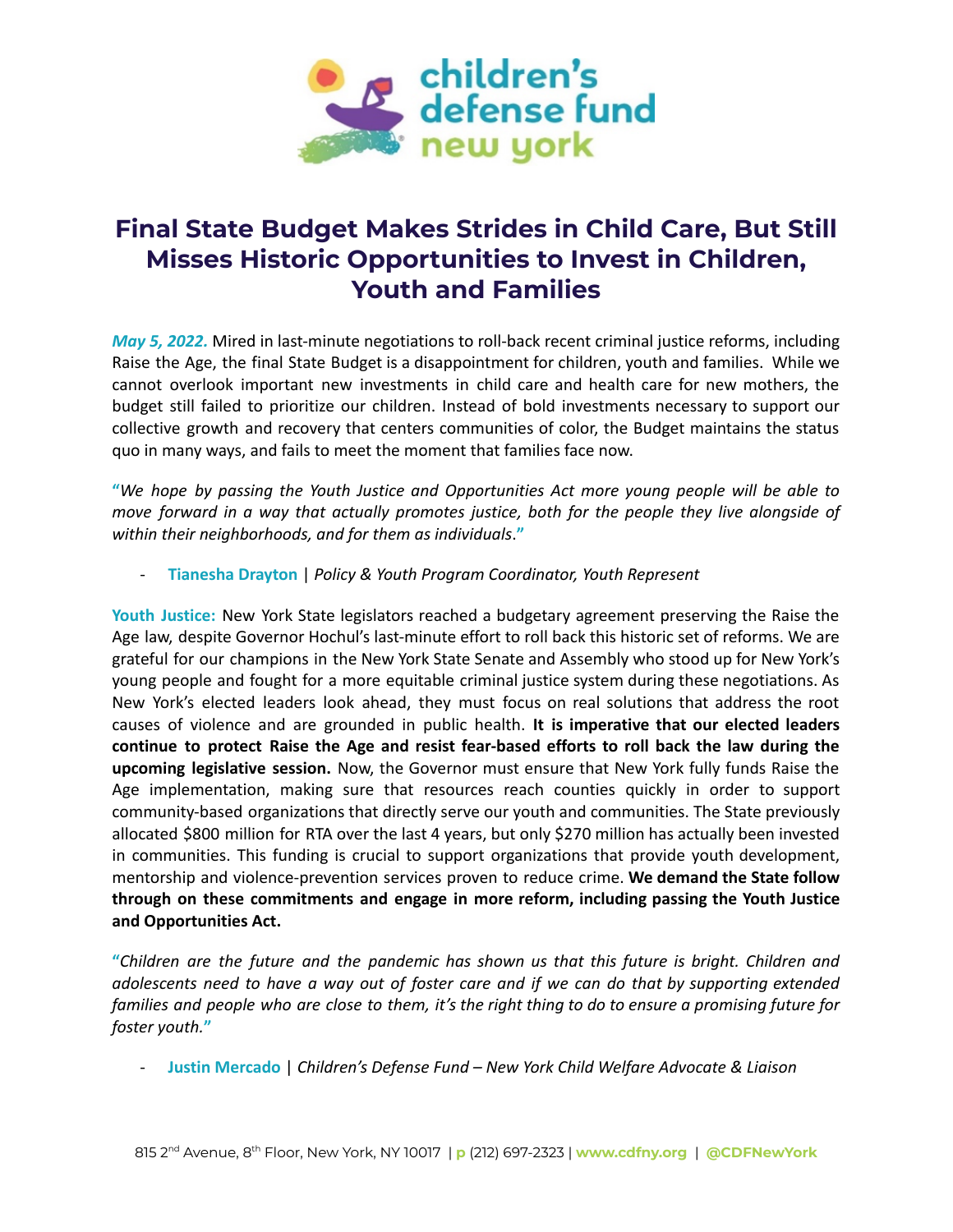# Final State Budget Makes Strides in Child Care, But Still Misses Historic Opportunities to Invest in Children, Youth and Families

***May 5, 2022.*** Mired in last-minute negotiations to roll-back recent criminal justice reforms, including Raise the Age, the final State Budget is a disappointment for children, youth and families. While we cannot overlook important new investments in child care and health care for new mothers, the budget still failed to prioritize our children. Instead of bold investments necessary to support our collective growth and recovery that centers communities of color, the Budget maintains the status quo in many ways, and fails to meet the moment that families face now.

"*We hope by passing the Youth Justice and Opportunities Act more young people will be able to move forward in a way that actually promotes justice, both for the people they live alongside of within their neighborhoods, and for them as individuals*."

- **Tianesha Drayton** | *Policy & Youth Program Coordinator, Youth Represent*

**Youth Justice:** New York State legislators reached a budgetary agreement preserving the Raise the Age law, despite Governor Hochul's last-minute effort to roll back this historic set of reforms. We are grateful for our champions in the New York State Senate and Assembly who stood up for New York's young people and fought for a more equitable criminal justice system during these negotiations. As New York's elected leaders look ahead, they must focus on real solutions that address the root causes of violence and are grounded in public health. **It is imperative that our elected leaders continue to protect Raise the Age and resist fear-based efforts to roll back the law during the upcoming legislative session.** Now, the Governor must ensure that New York fully funds Raise the Age implementation, making sure that resources reach counties quickly in order to support community-based organizations that directly serve our youth and communities. The State previously allocated $800 million for RTA over the last 4 years, but only $270 million has actually been invested in communities. This funding is crucial to support organizations that provide youth development, mentorship and violence-prevention services proven to reduce crime. **We demand the State follow through on these commitments and engage in more reform, including passing the Youth Justice and Opportunities Act.**

"*Children are the future and the pandemic has shown us that this future is bright. Children and adolescents need to have a way out of foster care and if we can do that by supporting extended families and people who are close to them, it's the right thing to do to ensure a promising future for foster youth.*"

- **Justin Mercado** | *Children's Defense Fund – New York Child Welfare Advocate & Liaison*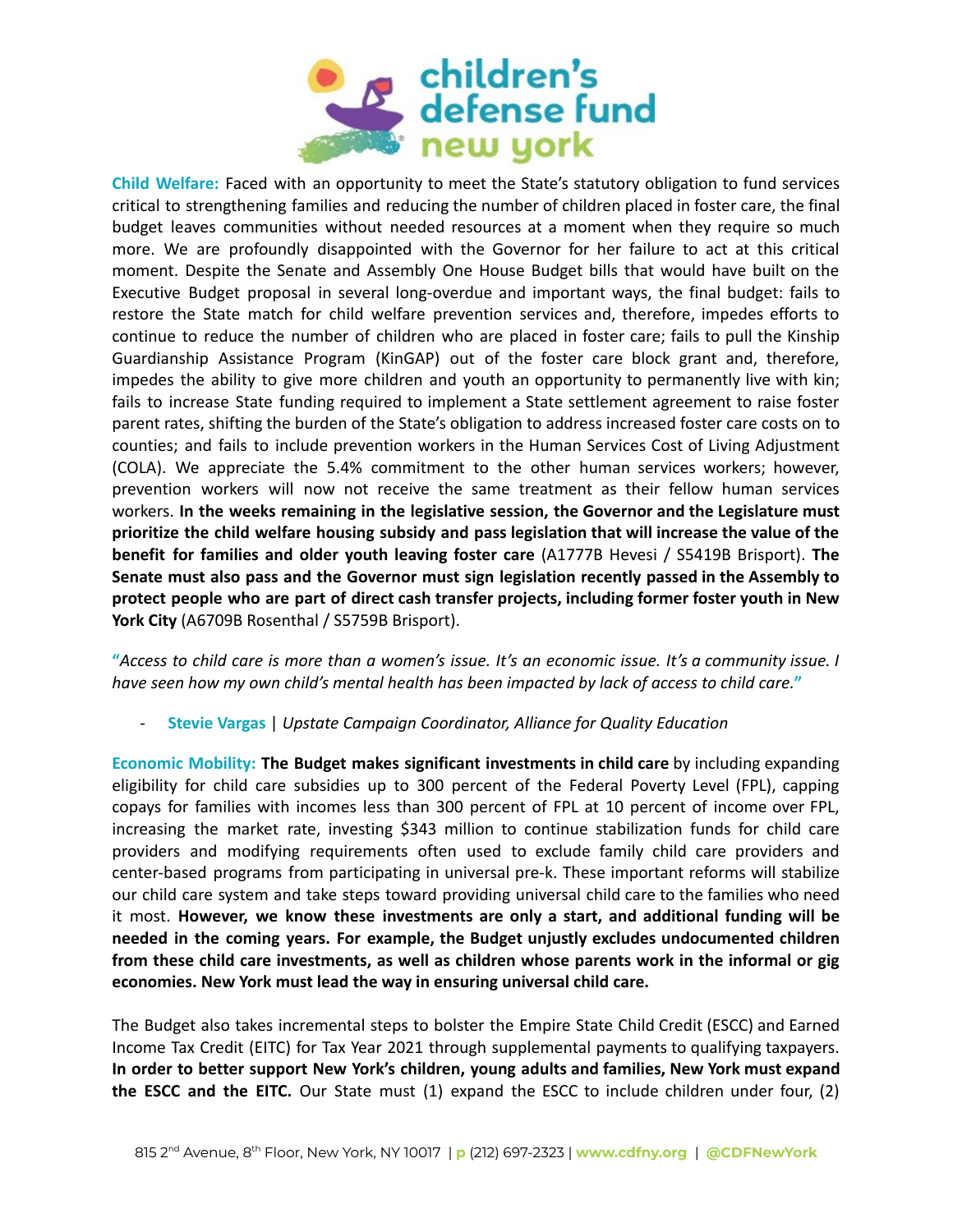**Child Welfare:** Faced with an opportunity to meet the State's statutory obligation to fund services critical to strengthening families and reducing the number of children placed in foster care, the final budget leaves communities without needed resources at a moment when they require so much more. We are profoundly disappointed with the Governor for her failure to act at this critical moment. Despite the Senate and Assembly One House Budget bills that would have built on the Executive Budget proposal in several long-overdue and important ways, the final budget: fails to restore the State match for child welfare prevention services and, therefore, impedes efforts to continue to reduce the number of children who are placed in foster care; fails to pull the Kinship Guardianship Assistance Program (KinGAP) out of the foster care block grant and, therefore, impedes the ability to give more children and youth an opportunity to permanently live with kin; fails to increase State funding required to implement a State settlement agreement to raise foster parent rates, shifting the burden of the State's obligation to address increased foster care costs on to counties; and fails to include prevention workers in the Human Services Cost of Living Adjustment (COLA). We appreciate the 5.4% commitment to the other human services workers; however, prevention workers will now not receive the same treatment as their fellow human services workers. **In the weeks remaining in the legislative session, the Governor and the Legislature must prioritize the child welfare housing subsidy and pass legislation that will increase the value of the benefit for families and older youth leaving foster care** (A1777B Hevesi / S5419B Brisport). **The Senate must also pass and the Governor must sign legislation recently passed in the Assembly to protect people who are part of direct cash transfer projects, including former foster youth in New York City** (A6709B Rosenthal / S5759B Brisport).

*"Access to child care is more than a women's issue. It's an economic issue. It's a community issue. I have seen how my own child's mental health has been impacted by lack of access to child care."*

- **Stevie Vargas** | *Upstate Campaign Coordinator, Alliance for Quality Education*

**Economic Mobility:** **The Budget makes significant investments in child care** by including expanding eligibility for child care subsidies up to 300 percent of the Federal Poverty Level (FPL), capping copays for families with incomes less than 300 percent of FPL at 10 percent of income over FPL, increasing the market rate, investing $343 million to continue stabilization funds for child care providers and modifying requirements often used to exclude family child care providers and center-based programs from participating in universal pre-k. These important reforms will stabilize our child care system and take steps toward providing universal child care to the families who need it most. **However, we know these investments are only a start, and additional funding will be needed in the coming years. For example, the Budget unjustly excludes undocumented children from these child care investments, as well as children whose parents work in the informal or gig economies. New York must lead the way in ensuring universal child care.**

The Budget also takes incremental steps to bolster the Empire State Child Credit (ESCC) and Earned Income Tax Credit (EITC) for Tax Year 2021 through supplemental payments to qualifying taxpayers. **In order to better support New York's children, young adults and families, New York must expand the ESCC and the EITC.** Our State must (1) expand the ESCC to include children under four, (2)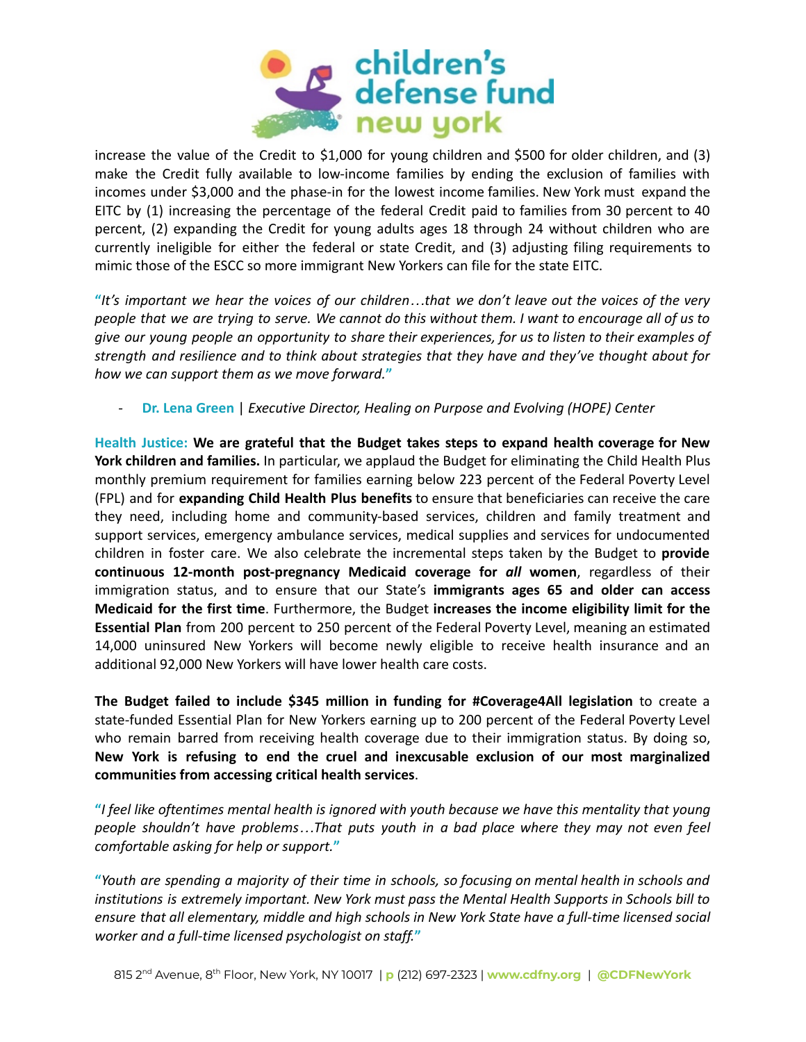increase the value of the Credit to $1,000 for young children and $500 for older children, and (3) make the Credit fully available to low-income families by ending the exclusion of families with incomes under $3,000 and the phase-in for the lowest income families. New York must expand the EITC by (1) increasing the percentage of the federal Credit paid to families from 30 percent to 40 percent, (2) expanding the Credit for young adults ages 18 through 24 without children who are currently ineligible for either the federal or state Credit, and (3) adjusting filing requirements to mimic those of the ESCC so more immigrant New Yorkers can file for the state EITC.

*"It's important we hear the voices of our children…that we don't leave out the voices of the very people that we are trying to serve. We cannot do this without them. I want to encourage all of us to give our young people an opportunity to share their experiences, for us to listen to their examples of strength and resilience and to think about strategies that they have and they've thought about for how we can support them as we move forward."*

- **Dr. Lena Green** | *Executive Director, Healing on Purpose and Evolving (HOPE) Center*

**Health Justice: We are grateful that the Budget takes steps to expand health coverage for New York children and families.** In particular, we applaud the Budget for eliminating the Child Health Plus monthly premium requirement for families earning below 223 percent of the Federal Poverty Level (FPL) and for **expanding Child Health Plus benefits** to ensure that beneficiaries can receive the care they need, including home and community-based services, children and family treatment and support services, emergency ambulance services, medical supplies and services for undocumented children in foster care. We also celebrate the incremental steps taken by the Budget to **provide continuous 12-month post-pregnancy Medicaid coverage for *all* women**, regardless of their immigration status, and to ensure that our State's **immigrants ages 65 and older can access Medicaid for the first time**. Furthermore, the Budget **increases the income eligibility limit for the Essential Plan** from 200 percent to 250 percent of the Federal Poverty Level, meaning an estimated 14,000 uninsured New Yorkers will become newly eligible to receive health insurance and an additional 92,000 New Yorkers will have lower health care costs.

**The Budget failed to include $345 million in funding for #Coverage4All legislation** to create a state-funded Essential Plan for New Yorkers earning up to 200 percent of the Federal Poverty Level who remain barred from receiving health coverage due to their immigration status. By doing so, **New York is refusing to end the cruel and inexcusable exclusion of our most marginalized communities from accessing critical health services**.

*"I feel like oftentimes mental health is ignored with youth because we have this mentality that young people shouldn't have problems…That puts youth in a bad place where they may not even feel comfortable asking for help or support."*

*"Youth are spending a majority of their time in schools, so focusing on mental health in schools and institutions is extremely important. New York must pass the Mental Health Supports in Schools bill to ensure that all elementary, middle and high schools in New York State have a full-time licensed social worker and a full-time licensed psychologist on staff."*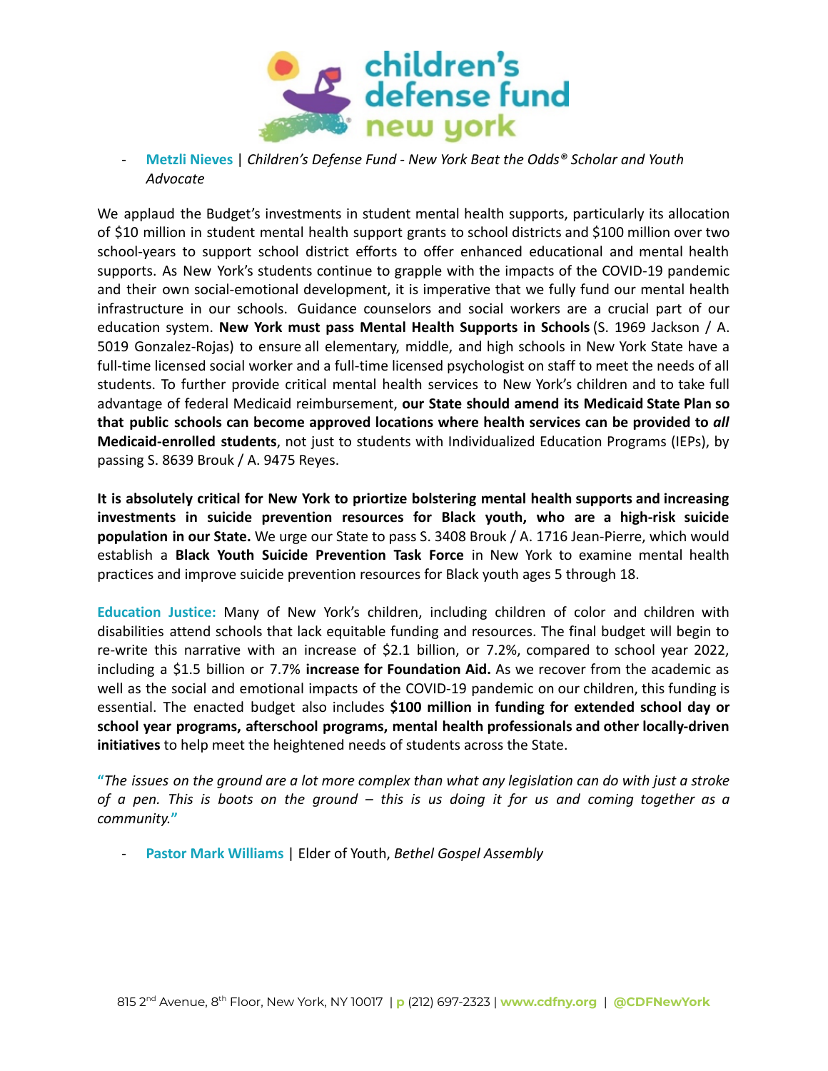- **Metzli Nieves** | *Children's Defense Fund - New York Beat the Odds® Scholar and Youth Advocate*

We applaud the Budget's investments in student mental health supports, particularly its allocation of $10 million in student mental health support grants to school districts and $100 million over two school-years to support school district efforts to offer enhanced educational and mental health supports. As New York's students continue to grapple with the impacts of the COVID-19 pandemic and their own social-emotional development, it is imperative that we fully fund our mental health infrastructure in our schools. Guidance counselors and social workers are a crucial part of our education system. **New York must pass Mental Health Supports in Schools** (S. 1969 Jackson / A. 5019 Gonzalez-Rojas) to ensure all elementary, middle, and high schools in New York State have a full-time licensed social worker and a full-time licensed psychologist on staff to meet the needs of all students. To further provide critical mental health services to New York's children and to take full advantage of federal Medicaid reimbursement, **our State should amend its Medicaid State Plan so that public schools can become approved locations where health services can be provided to *all* Medicaid-enrolled students**, not just to students with Individualized Education Programs (IEPs), by passing S. 8639 Brouk / A. 9475 Reyes.

**It is absolutely critical for New York to priortize bolstering mental health supports and increasing investments in suicide prevention resources for Black youth, who are a high-risk suicide population in our State.** We urge our State to pass S. 3408 Brouk / A. 1716 Jean-Pierre, which would establish a **Black Youth Suicide Prevention Task Force** in New York to examine mental health practices and improve suicide prevention resources for Black youth ages 5 through 18.

**Education Justice:** Many of New York's children, including children of color and children with disabilities attend schools that lack equitable funding and resources. The final budget will begin to re-write this narrative with an increase of $2.1 billion, or 7.2%, compared to school year 2022, including a $1.5 billion or 7.7% **increase for Foundation Aid.** As we recover from the academic as well as the social and emotional impacts of the COVID-19 pandemic on our children, this funding is essential. The enacted budget also includes **$100 million in funding for extended school day or school year programs, afterschool programs, mental health professionals and other locally-driven initiatives** to help meet the heightened needs of students across the State.

*"The issues on the ground are a lot more complex than what any legislation can do with just a stroke of a pen. This is boots on the ground – this is us doing it for us and coming together as a community."*

- **Pastor Mark Williams** | Elder of Youth, *Bethel Gospel Assembly*